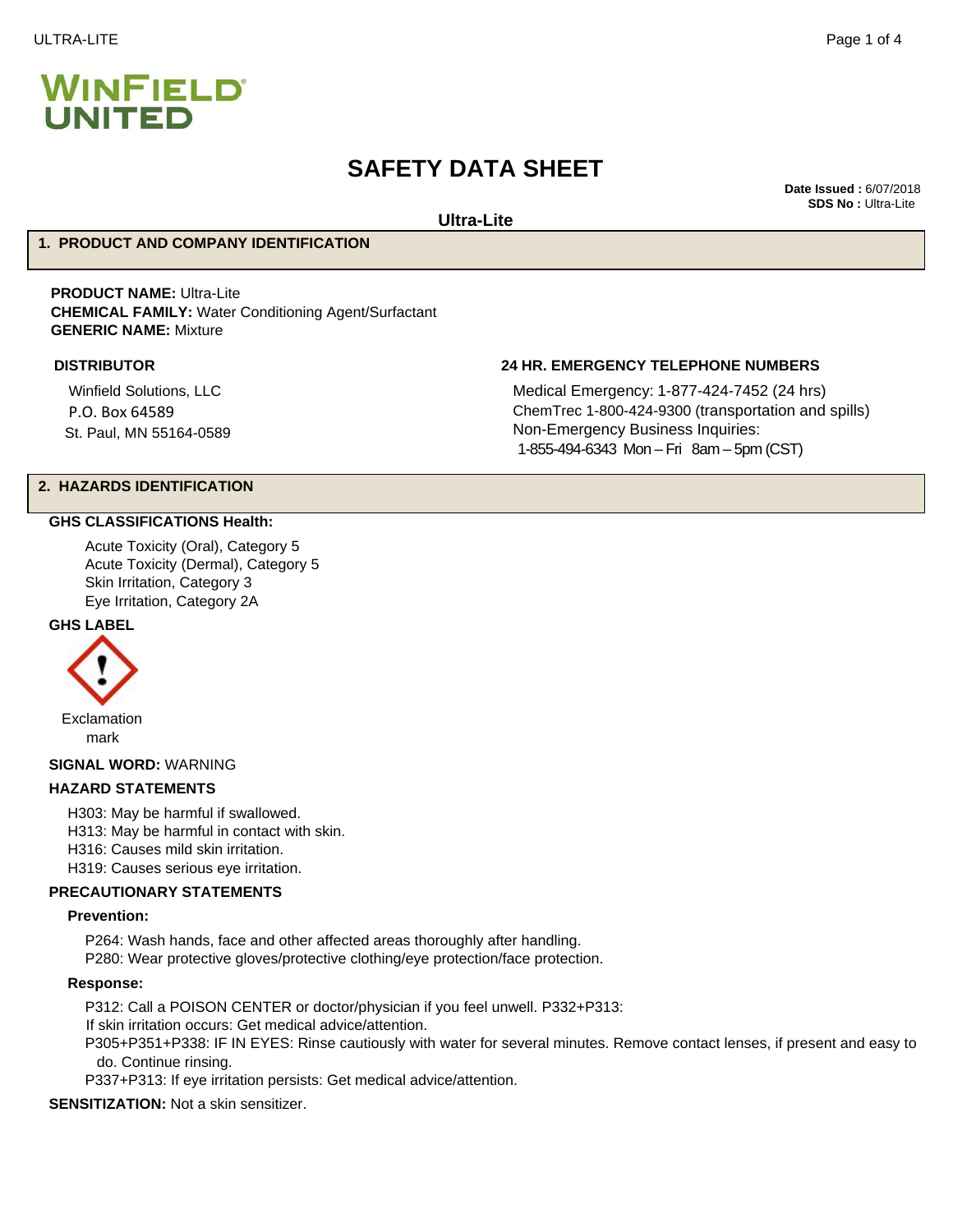WINFIELD UNITED

# SAFETY DATA SHEET

**Date Issued :** 6/07/2018
**SDS No :** Ultra-Lite

**Ultra-Lite**

## 1. PRODUCT AND COMPANY IDENTIFICATION

**PRODUCT NAME:** Ultra-Lite
**CHEMICAL FAMILY:** Water Conditioning Agent/Surfactant
**GENERIC NAME:** Mixture

**DISTRIBUTOR**

Winfield Solutions, LLC
P.O. Box 64589
St. Paul, MN 55164-0589

**24 HR. EMERGENCY TELEPHONE NUMBERS**

Medical Emergency: 1-877-424-7452 (24 hrs)
ChemTrec 1-800-424-9300 (transportation and spills)
Non-Emergency Business Inquiries:
1-855-494-6343 Mon – Fri 8am – 5pm (CST)

## 2. HAZARDS IDENTIFICATION

**GHS CLASSIFICATIONS Health:**

Acute Toxicity (Oral), Category 5
Acute Toxicity (Dermal), Category 5
Skin Irritation, Category 3
Eye Irritation, Category 2A

**GHS LABEL**

Exclamation mark

**SIGNAL WORD:** WARNING

**HAZARD STATEMENTS**

H303: May be harmful if swallowed.
H313: May be harmful in contact with skin.
H316: Causes mild skin irritation.
H319: Causes serious eye irritation.

**PRECAUTIONARY STATEMENTS**

**Prevention:**

P264: Wash hands, face and other affected areas thoroughly after handling.
P280: Wear protective gloves/protective clothing/eye protection/face protection.

**Response:**

P312: Call a POISON CENTER or doctor/physician if you feel unwell. P332+P313: If skin irritation occurs: Get medical advice/attention.
P305+P351+P338: IF IN EYES: Rinse cautiously with water for several minutes. Remove contact lenses, if present and easy to do. Continue rinsing.
P337+P313: If eye irritation persists: Get medical advice/attention.

**SENSITIZATION:** Not a skin sensitizer.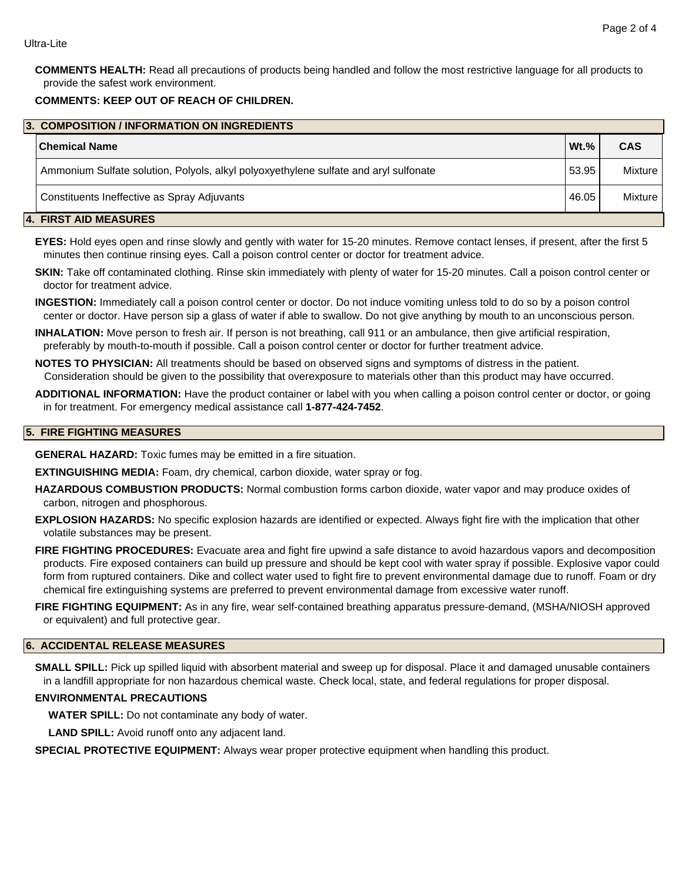**COMMENTS HEALTH:** Read all precautions of products being handled and follow the most restrictive language for all products to provide the safest work environment.

**COMMENTS: KEEP OUT OF REACH OF CHILDREN.**

## 3. COMPOSITION / INFORMATION ON INGREDIENTS

| Chemical Name | Wt.% | CAS |
|---|---|---|
| Ammonium Sulfate solution, Polyols, alkyl polyoxyethylene sulfate and aryl sulfonate | 53.95 | Mixture |
| Constituents Ineffective as Spray Adjuvants | 46.05 | Mixture |

## 4. FIRST AID MEASURES

**EYES:** Hold eyes open and rinse slowly and gently with water for 15-20 minutes. Remove contact lenses, if present, after the first 5 minutes then continue rinsing eyes. Call a poison control center or doctor for treatment advice.

**SKIN:** Take off contaminated clothing. Rinse skin immediately with plenty of water for 15-20 minutes. Call a poison control center or doctor for treatment advice.

**INGESTION:** Immediately call a poison control center or doctor. Do not induce vomiting unless told to do so by a poison control center or doctor. Have person sip a glass of water if able to swallow. Do not give anything by mouth to an unconscious person.

**INHALATION:** Move person to fresh air. If person is not breathing, call 911 or an ambulance, then give artificial respiration, preferably by mouth-to-mouth if possible. Call a poison control center or doctor for further treatment advice.

**NOTES TO PHYSICIAN:** All treatments should be based on observed signs and symptoms of distress in the patient. Consideration should be given to the possibility that overexposure to materials other than this product may have occurred.

**ADDITIONAL INFORMATION:** Have the product container or label with you when calling a poison control center or doctor, or going in for treatment. For emergency medical assistance call **1-877-424-7452**.

## 5. FIRE FIGHTING MEASURES

**GENERAL HAZARD:** Toxic fumes may be emitted in a fire situation.

**EXTINGUISHING MEDIA:** Foam, dry chemical, carbon dioxide, water spray or fog.

**HAZARDOUS COMBUSTION PRODUCTS:** Normal combustion forms carbon dioxide, water vapor and may produce oxides of carbon, nitrogen and phosphorous.

**EXPLOSION HAZARDS:** No specific explosion hazards are identified or expected. Always fight fire with the implication that other volatile substances may be present.

**FIRE FIGHTING PROCEDURES:** Evacuate area and fight fire upwind a safe distance to avoid hazardous vapors and decomposition products. Fire exposed containers can build up pressure and should be kept cool with water spray if possible. Explosive vapor could form from ruptured containers. Dike and collect water used to fight fire to prevent environmental damage due to runoff. Foam or dry chemical fire extinguishing systems are preferred to prevent environmental damage from excessive water runoff.

**FIRE FIGHTING EQUIPMENT:** As in any fire, wear self-contained breathing apparatus pressure-demand, (MSHA/NIOSH approved or equivalent) and full protective gear.

## 6. ACCIDENTAL RELEASE MEASURES

**SMALL SPILL:** Pick up spilled liquid with absorbent material and sweep up for disposal. Place it and damaged unusable containers in a landfill appropriate for non hazardous chemical waste. Check local, state, and federal regulations for proper disposal.

**ENVIRONMENTAL PRECAUTIONS**

**WATER SPILL:** Do not contaminate any body of water.

**LAND SPILL:** Avoid runoff onto any adjacent land.

**SPECIAL PROTECTIVE EQUIPMENT:** Always wear proper protective equipment when handling this product.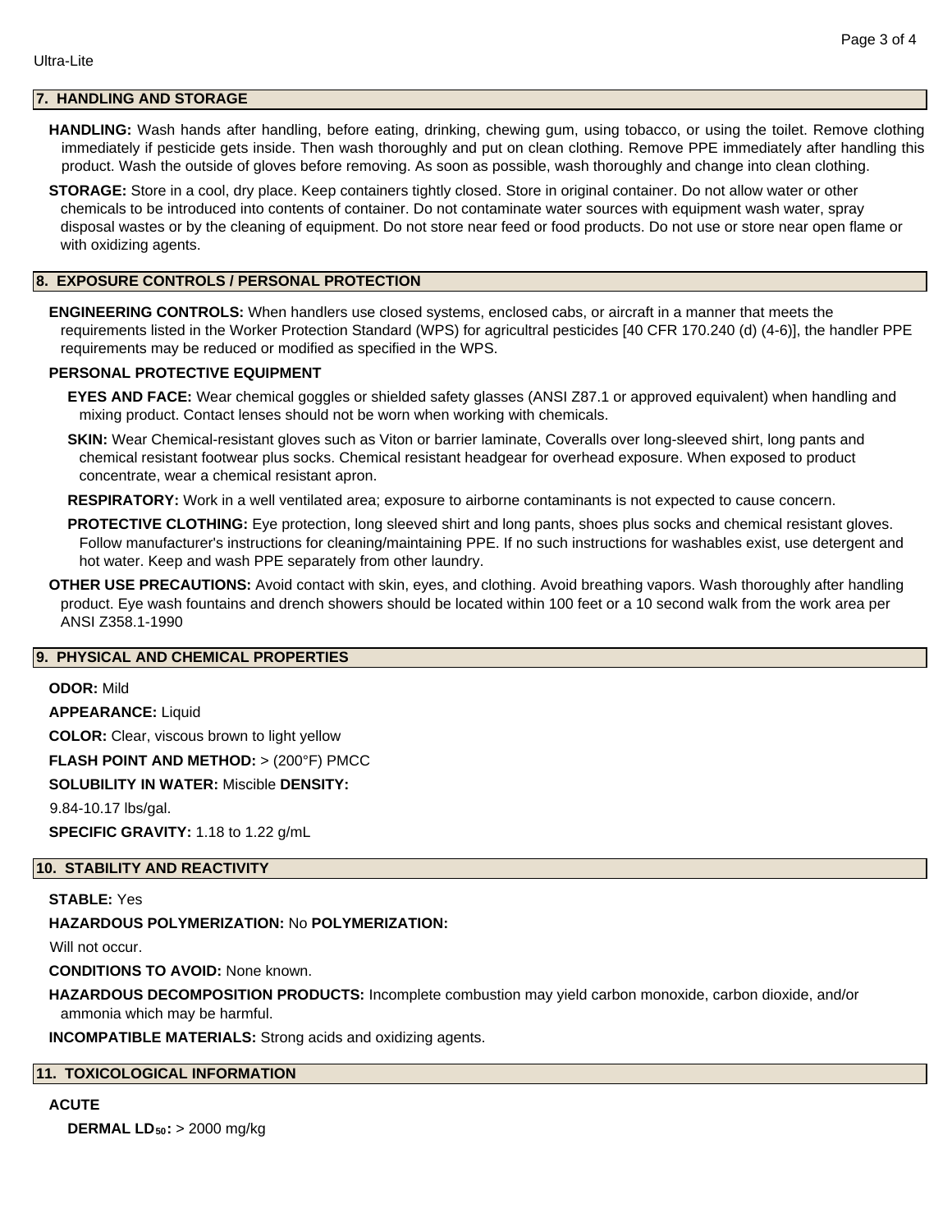## 7. HANDLING AND STORAGE

**HANDLING:** Wash hands after handling, before eating, drinking, chewing gum, using tobacco, or using the toilet. Remove clothing immediately if pesticide gets inside. Then wash thoroughly and put on clean clothing. Remove PPE immediately after handling this product. Wash the outside of gloves before removing. As soon as possible, wash thoroughly and change into clean clothing.

**STORAGE:** Store in a cool, dry place. Keep containers tightly closed. Store in original container. Do not allow water or other chemicals to be introduced into contents of container. Do not contaminate water sources with equipment wash water, spray disposal wastes or by the cleaning of equipment. Do not store near feed or food products. Do not use or store near open flame or with oxidizing agents.

## 8. EXPOSURE CONTROLS / PERSONAL PROTECTION

**ENGINEERING CONTROLS:** When handlers use closed systems, enclosed cabs, or aircraft in a manner that meets the requirements listed in the Worker Protection Standard (WPS) for agricultral pesticides [40 CFR 170.240 (d) (4-6)], the handler PPE requirements may be reduced or modified as specified in the WPS.

**PERSONAL PROTECTIVE EQUIPMENT**

**EYES AND FACE:** Wear chemical goggles or shielded safety glasses (ANSI Z87.1 or approved equivalent) when handling and mixing product. Contact lenses should not be worn when working with chemicals.

**SKIN:** Wear Chemical-resistant gloves such as Viton or barrier laminate, Coveralls over long-sleeved shirt, long pants and chemical resistant footwear plus socks. Chemical resistant headgear for overhead exposure. When exposed to product concentrate, wear a chemical resistant apron.

**RESPIRATORY:** Work in a well ventilated area; exposure to airborne contaminants is not expected to cause concern.

**PROTECTIVE CLOTHING:** Eye protection, long sleeved shirt and long pants, shoes plus socks and chemical resistant gloves. Follow manufacturer's instructions for cleaning/maintaining PPE. If no such instructions for washables exist, use detergent and hot water. Keep and wash PPE separately from other laundry.

**OTHER USE PRECAUTIONS:** Avoid contact with skin, eyes, and clothing. Avoid breathing vapors. Wash thoroughly after handling product. Eye wash fountains and drench showers should be located within 100 feet or a 10 second walk from the work area per ANSI Z358.1-1990

## 9. PHYSICAL AND CHEMICAL PROPERTIES

**ODOR:** Mild

**APPEARANCE:** Liquid

**COLOR:** Clear, viscous brown to light yellow

**FLASH POINT AND METHOD:** > (200°F) PMCC

**SOLUBILITY IN WATER:** Miscible **DENSITY:**

9.84-10.17 lbs/gal.

**SPECIFIC GRAVITY:** 1.18 to 1.22 g/mL

## 10. STABILITY AND REACTIVITY

**STABLE:** Yes

**HAZARDOUS POLYMERIZATION:** No **POLYMERIZATION:**

Will not occur.

**CONDITIONS TO AVOID:** None known.

**HAZARDOUS DECOMPOSITION PRODUCTS:** Incomplete combustion may yield carbon monoxide, carbon dioxide, and/or ammonia which may be harmful.

**INCOMPATIBLE MATERIALS:** Strong acids and oxidizing agents.

## 11. TOXICOLOGICAL INFORMATION

**ACUTE**

**DERMAL $LD_{50}$:** > 2000 mg/kg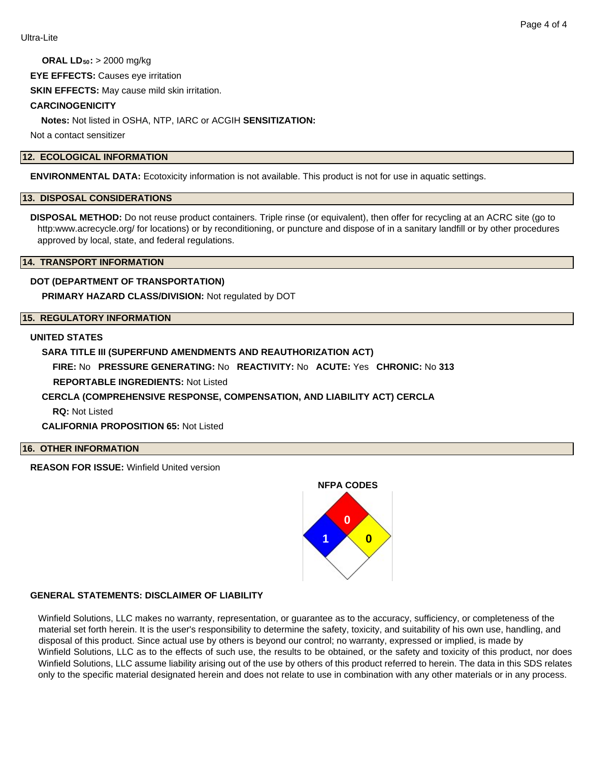**ORAL $LD_{50}$:** > 2000 mg/kg

**EYE EFFECTS:** Causes eye irritation

**SKIN EFFECTS:** May cause mild skin irritation.

**CARCINOGENICITY**

**Notes:** Not listed in OSHA, NTP, IARC or ACGIH **SENSITIZATION:**

Not a contact sensitizer

## 12. ECOLOGICAL INFORMATION

**ENVIRONMENTAL DATA:** Ecotoxicity information is not available. This product is not for use in aquatic settings.

## 13. DISPOSAL CONSIDERATIONS

**DISPOSAL METHOD:** Do not reuse product containers. Triple rinse (or equivalent), then offer for recycling at an ACRC site (go to http:www.acrecycle.org/ for locations) or by reconditioning, or puncture and dispose of in a sanitary landfill or by other procedures approved by local, state, and federal regulations.

## 14. TRANSPORT INFORMATION

**DOT (DEPARTMENT OF TRANSPORTATION)**

**PRIMARY HAZARD CLASS/DIVISION:** Not regulated by DOT

## 15. REGULATORY INFORMATION

**UNITED STATES**

**SARA TITLE III (SUPERFUND AMENDMENTS AND REAUTHORIZATION ACT)**

**FIRE:** No **PRESSURE GENERATING:** No **REACTIVITY:** No **ACUTE:** Yes **CHRONIC:** No **313**

**REPORTABLE INGREDIENTS:** Not Listed

**CERCLA (COMPREHENSIVE RESPONSE, COMPENSATION, AND LIABILITY ACT) CERCLA**

**RQ:** Not Listed

**CALIFORNIA PROPOSITION 65:** Not Listed

## 16. OTHER INFORMATION

**REASON FOR ISSUE:** Winfield United version

**NFPA CODES**

0

1

0

**GENERAL STATEMENTS: DISCLAIMER OF LIABILITY**

Winfield Solutions, LLC makes no warranty, representation, or guarantee as to the accuracy, sufficiency, or completeness of the material set forth herein. It is the user's responsibility to determine the safety, toxicity, and suitability of his own use, handling, and disposal of this product. Since actual use by others is beyond our control; no warranty, expressed or implied, is made by Winfield Solutions, LLC as to the effects of such use, the results to be obtained, or the safety and toxicity of this product, nor does Winfield Solutions, LLC assume liability arising out of the use by others of this product referred to herein. The data in this SDS relates only to the specific material designated herein and does not relate to use in combination with any other materials or in any process.